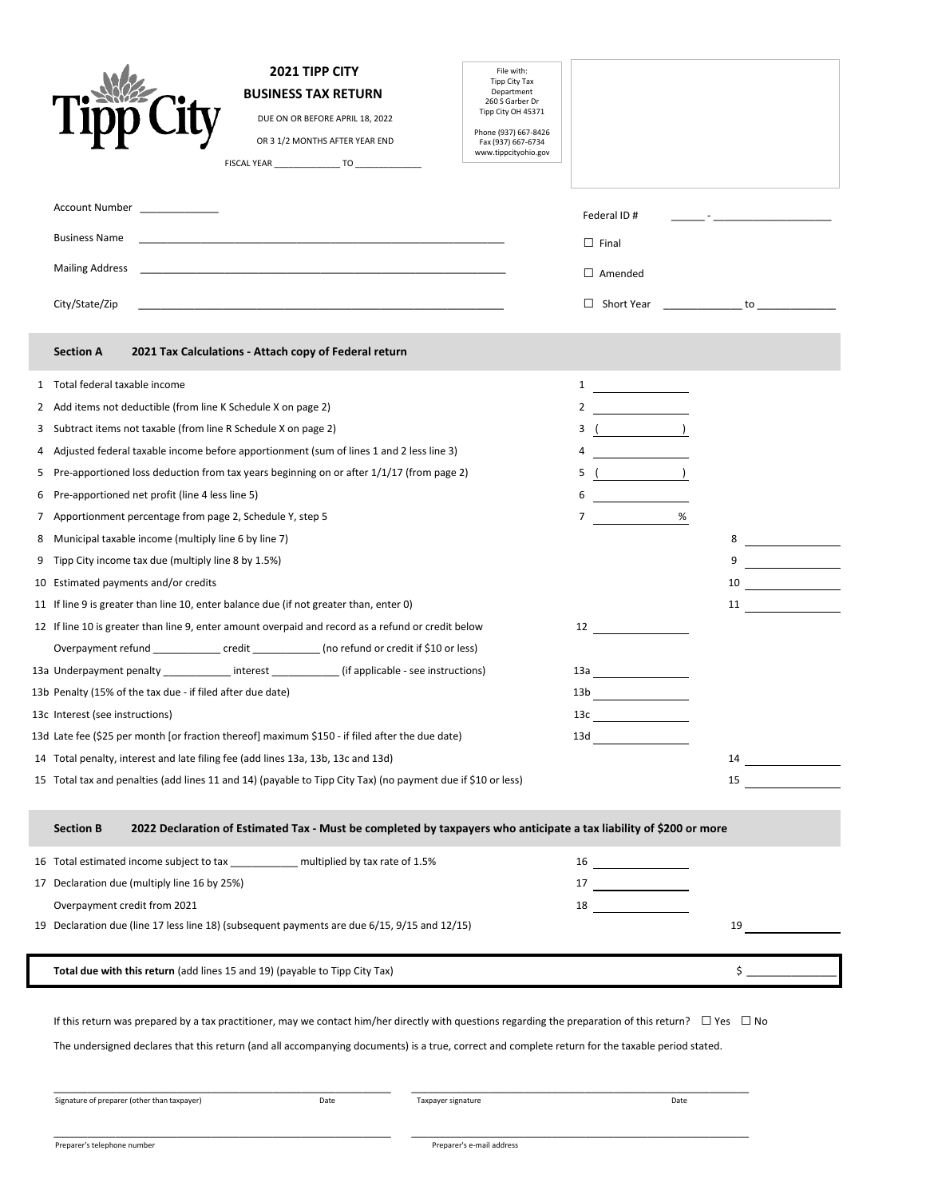# 2021 TIPP CITY BUSINESS TAX RETURN

DUE ON OR BEFORE APRIL 18, 2022

OR 3 1/2 MONTHS AFTER YEAR END

FISCAL YEAR _____________ TO _____________

File with:
Tipp City Tax Department
260 S Garber Dr
Tipp City OH 45371

Phone (937) 667-8426
Fax (937) 667-6734
www.tippcityohio.gov

Account Number _____________

Business Name _______________________________________________

Mailing Address _______________________________________________

City/State/Zip _______________________________________________

Federal ID # ______ - ____________________

☐ Final

☐ Amended

☐ Short Year _____________ to _____________

## Section A 2021 Tax Calculations - Attach copy of Federal return

| | | | |
|---|---|---|---|
| 1 | Total federal taxable income | 1 ________ | |
| 2 | Add items not deductible (from line K Schedule X on page 2) | 2 ________ | |
| 3 | Subtract items not taxable (from line R Schedule X on page 2) | 3 ( ________ ) | |
| 4 | Adjusted federal taxable income before apportionment (sum of lines 1 and 2 less line 3) | 4 ________ | |
| 5 | Pre-apportioned loss deduction from tax years beginning on or after 1/1/17 (from page 2) | 5 ( ________ ) | |
| 6 | Pre-apportioned net profit (line 4 less line 5) | 6 ________ | |
| 7 | Apportionment percentage from page 2, Schedule Y, step 5 | 7 ________ % | |
| 8 | Municipal taxable income (multiply line 6 by line 7) | | 8 ________ |
| 9 | Tipp City income tax due (multiply line 8 by 1.5%) | | 9 ________ |
| 10 | Estimated payments and/or credits | | 10 ________ |
| 11 | If line 9 is greater than line 10, enter balance due (if not greater than, enter 0) | | 11 ________ |
| 12 | If line 10 is greater than line 9, enter amount overpaid and record as a refund or credit below | 12 ________ | |
| | Overpayment refund ___________ credit ___________ (no refund or credit if $10 or less) | | |
| 13a | Underpayment penalty ___________ interest ___________ (if applicable - see instructions) | 13a ________ | |
| 13b | Penalty (15% of the tax due - if filed after due date) | 13b ________ | |
| 13c | Interest (see instructions) | 13c ________ | |
| 13d | Late fee ($25 per month [or fraction thereof] maximum $150 - if filed after the due date) | 13d ________ | |
| 14 | Total penalty, interest and late filing fee (add lines 13a, 13b, 13c and 13d) | | 14 ________ |
| 15 | Total tax and penalties (add lines 11 and 14) (payable to Tipp City Tax) (no payment due if $10 or less) | | 15 ________ |

## Section B 2022 Declaration of Estimated Tax - Must be completed by taxpayers who anticipate a tax liability of $200 or more

| | | | |
|---|---|---|---|
| 16 | Total estimated income subject to tax ___________ multiplied by tax rate of 1.5% | 16 ________ | |
| 17 | Declaration due (multiply line 16 by 25%) | 17 ________ | |
| | Overpayment credit from 2021 | 18 ________ | |
| 19 | Declaration due (line 17 less line 18) (subsequent payments are due 6/15, 9/15 and 12/15) | | 19 ________ |

**Total due with this return** (add lines 15 and 19) (payable to Tipp City Tax) $ ______________

If this return was prepared by a tax practitioner, may we contact him/her directly with questions regarding the preparation of this return? ☐ Yes ☐ No

The undersigned declares that this return (and all accompanying documents) is a true, correct and complete return for the taxable period stated.

_______________________________________________ _______________________________________________
Signature of preparer (other than taxpayer) Date Taxpayer signature Date

_______________________________________________ _______________________________________________
Preparer's telephone number Preparer's e-mail address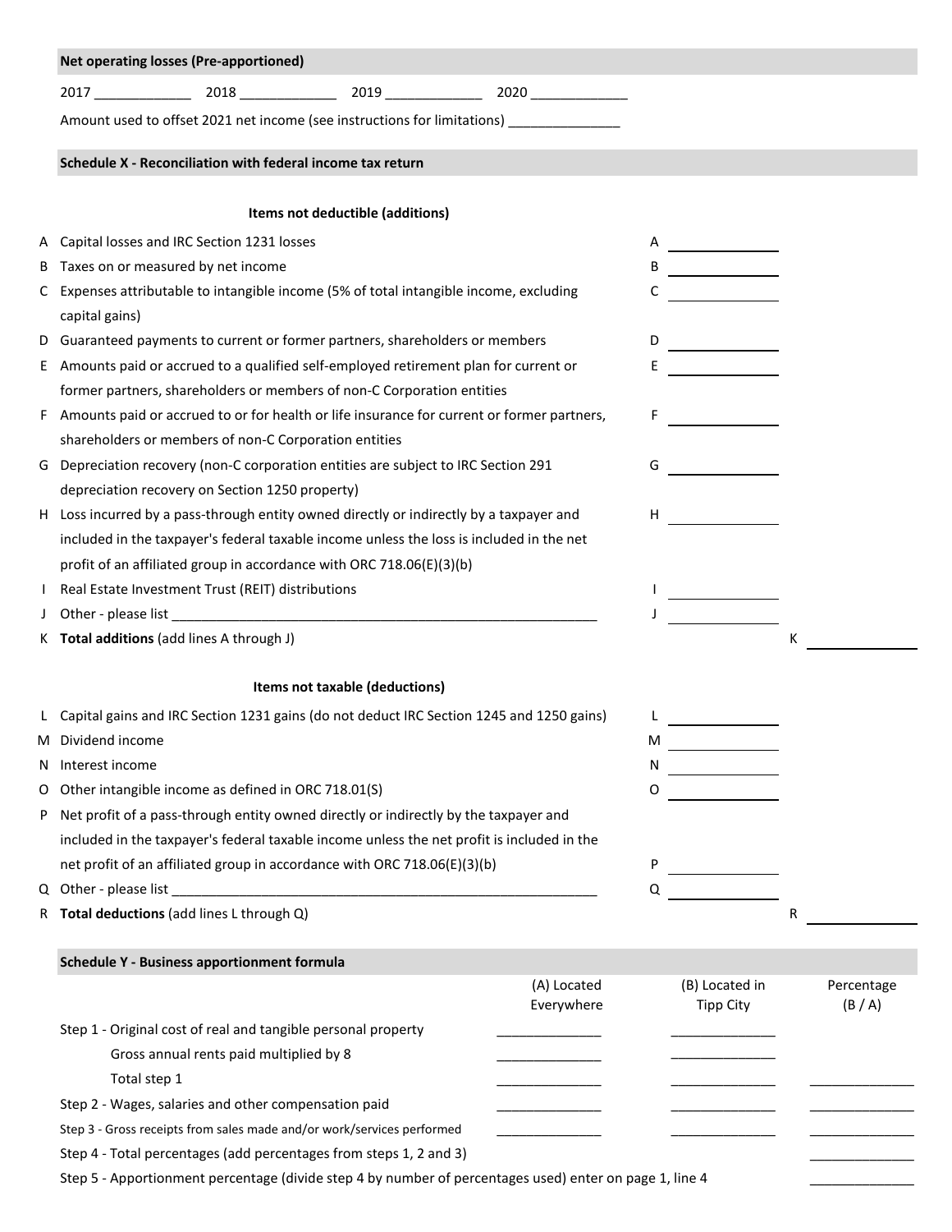## Net operating losses (Pre-apportioned)

2017 ____________ 2018 ____________ 2019 ____________ 2020 ____________

Amount used to offset 2021 net income (see instructions for limitations) ______________

## Schedule X - Reconciliation with federal income tax return

### Items not deductible (additions)

| | | | | | |
|---|---|---|---|---|---|
| A | Capital losses and IRC Section 1231 losses | A | ________ | | |
| B | Taxes on or measured by net income | B | ________ | | |
| C | Expenses attributable to intangible income (5% of total intangible income, excluding capital gains) | C | ________ | | |
| D | Guaranteed payments to current or former partners, shareholders or members | D | ________ | | |
| E | Amounts paid or accrued to a qualified self-employed retirement plan for current or former partners, shareholders or members of non-C Corporation entities | E | ________ | | |
| F | Amounts paid or accrued to or for health or life insurance for current or former partners, shareholders or members of non-C Corporation entities | F | ________ | | |
| G | Depreciation recovery (non-C corporation entities are subject to IRC Section 291 depreciation recovery on Section 1250 property) | G | ________ | | |
| H | Loss incurred by a pass-through entity owned directly or indirectly by a taxpayer and included in the taxpayer's federal taxable income unless the loss is included in the net profit of an affiliated group in accordance with ORC 718.06(E)(3)(b) | H | ________ | | |
| I | Real Estate Investment Trust (REIT) distributions | I | ________ | | |
| J | Other - please list ______________________ | J | ________ | | |
| K | **Total additions** (add lines A through J) | | | K | ________ |

### Items not taxable (deductions)

| | | | | | |
|---|---|---|---|---|---|
| L | Capital gains and IRC Section 1231 gains (do not deduct IRC Section 1245 and 1250 gains) | L | ________ | | |
| M | Dividend income | M | ________ | | |
| N | Interest income | N | ________ | | |
| O | Other intangible income as defined in ORC 718.01(S) | O | ________ | | |
| P | Net profit of a pass-through entity owned directly or indirectly by the taxpayer and included in the taxpayer's federal taxable income unless the net profit is included in the net profit of an affiliated group in accordance with ORC 718.06(E)(3)(b) | P | ________ | | |
| Q | Other - please list ______________________ | Q | ________ | | |
| R | **Total deductions** (add lines L through Q) | | | R | ________ |

## Schedule Y - Business apportionment formula

| | (A) Located Everywhere | (B) Located in Tipp City | Percentage (B / A) |
|---|---|---|---|
| Step 1 - Original cost of real and tangible personal property | ________ | ________ | |
| Gross annual rents paid multiplied by 8 | ________ | ________ | |
| Total step 1 | ________ | ________ | ________ |
| Step 2 - Wages, salaries and other compensation paid | ________ | ________ | ________ |
| Step 3 - Gross receipts from sales made and/or work/services performed | ________ | ________ | ________ |
| Step 4 - Total percentages (add percentages from steps 1, 2 and 3) | | | ________ |
| Step 5 - Apportionment percentage (divide step 4 by number of percentages used) enter on page 1, line 4 | | | ________ |